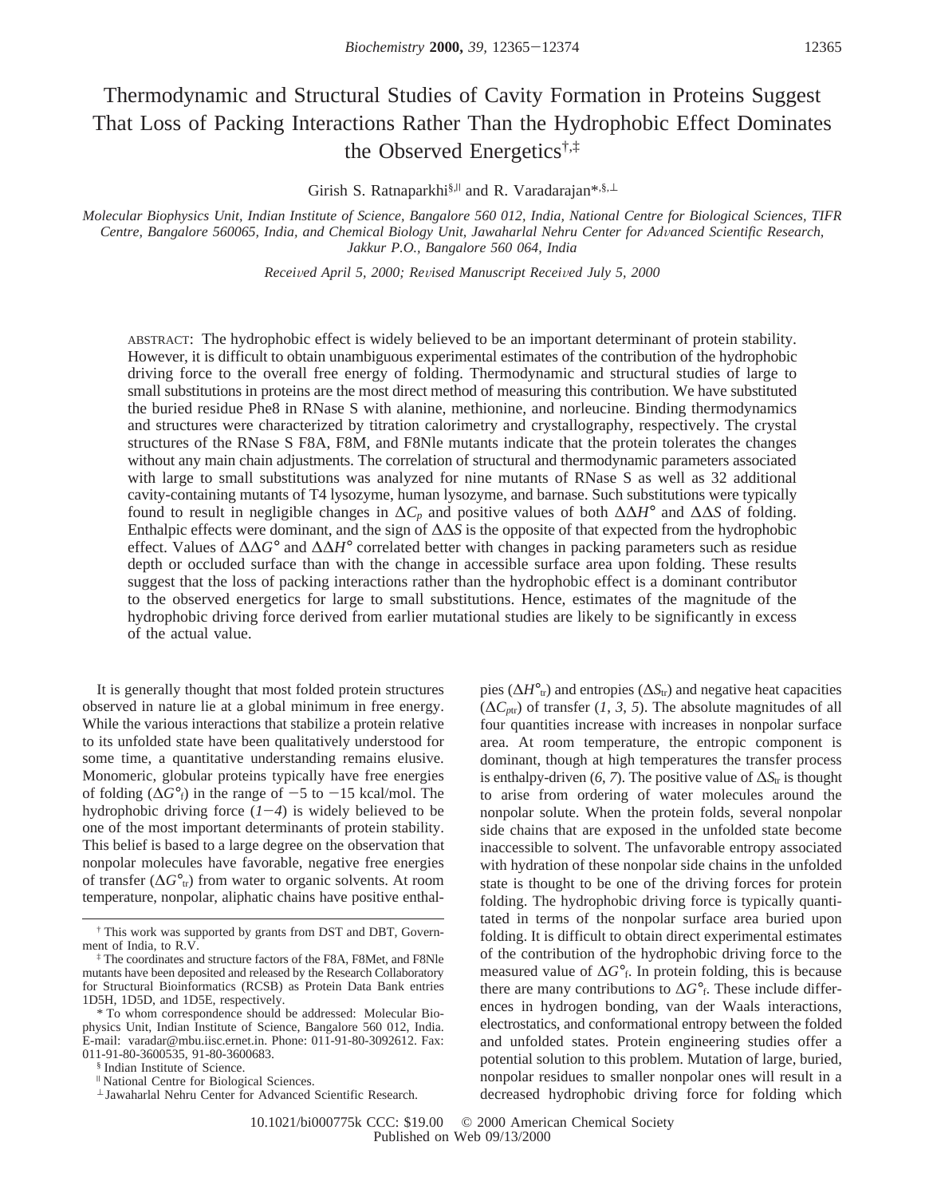# Thermodynamic and Structural Studies of Cavity Formation in Proteins Suggest That Loss of Packing Interactions Rather Than the Hydrophobic Effect Dominates the Observed Energetics[†,‡]

Girish S. Ratnaparkhi[§,∥] and R. Varadarajan*[,§,⊥]

*Molecular Biophysics Unit, Indian Institute of Science, Bangalore 560 012, India, National Centre for Biological Sciences, TIFR Centre, Bangalore 560065, India, and Chemical Biology Unit, Jawaharlal Nehru Center for Advanced Scientific Research, Jakkur P.O., Bangalore 560 064, India*

*Received April 5, 2000; Revised Manuscript Received July 5, 2000*

ABSTRACT: The hydrophobic effect is widely believed to be an important determinant of protein stability. However, it is difficult to obtain unambiguous experimental estimates of the contribution of the hydrophobic driving force to the overall free energy of folding. Thermodynamic and structural studies of large to small substitutions in proteins are the most direct method of measuring this contribution. We have substituted the buried residue Phe8 in RNase S with alanine, methionine, and norleucine. Binding thermodynamics and structures were characterized by titration calorimetry and crystallography, respectively. The crystal structures of the RNase S F8A, F8M, and F8Nle mutants indicate that the protein tolerates the changes without any main chain adjustments. The correlation of structural and thermodynamic parameters associated with large to small substitutions was analyzed for nine mutants of RNase S as well as 32 additional cavity-containing mutants of T4 lysozyme, human lysozyme, and barnase. Such substitutions were typically found to result in negligible changes in $\Delta C_p$ and positive values of both $\Delta\Delta H°$ and $\Delta\Delta S$ of folding. Enthalpic effects were dominant, and the sign of $\Delta\Delta S$ is the opposite of that expected from the hydrophobic effect. Values of $\Delta\Delta G°$ and $\Delta\Delta H°$ correlated better with changes in packing parameters such as residue depth or occluded surface than with the change in accessible surface area upon folding. These results suggest that the loss of packing interactions rather than the hydrophobic effect is a dominant contributor to the observed energetics for large to small substitutions. Hence, estimates of the magnitude of the hydrophobic driving force derived from earlier mutational studies are likely to be significantly in excess of the actual value.

It is generally thought that most folded protein structures observed in nature lie at a global minimum in free energy. While the various interactions that stabilize a protein relative to its unfolded state have been qualitatively understood for some time, a quantitative understanding remains elusive. Monomeric, globular proteins typically have free energies of folding ($\Delta G°_f$) in the range of −5 to −15 kcal/mol. The hydrophobic driving force (*1*−*4*) is widely believed to be one of the most important determinants of protein stability. This belief is based to a large degree on the observation that nonpolar molecules have favorable, negative free energies of transfer ($\Delta G°_{tr}$) from water to organic solvents. At room temperature, nonpolar, aliphatic chains have positive enthalpies ($\Delta H°_{tr}$) and entropies ($\Delta S_{tr}$) and negative heat capacities ($\Delta C_{ptr}$) of transfer (*1*, *3*, *5*). The absolute magnitudes of all four quantities increase with increases in nonpolar surface area. At room temperature, the entropic component is dominant, though at high temperatures the transfer process is enthalpy-driven (*6*, *7*). The positive value of $\Delta S_{tr}$ is thought to arise from ordering of water molecules around the nonpolar solute. When the protein folds, several nonpolar side chains that are exposed in the unfolded state become inaccessible to solvent. The unfavorable entropy associated with hydration of these nonpolar side chains in the unfolded state is thought to be one of the driving forces for protein folding. The hydrophobic driving force is typically quantitated in terms of the nonpolar surface area buried upon folding. It is difficult to obtain direct experimental estimates of the contribution of the hydrophobic driving force to the measured value of $\Delta G°_f$. In protein folding, this is because there are many contributions to $\Delta G°_f$. These include differences in hydrogen bonding, van der Waals interactions, electrostatics, and conformational entropy between the folded and unfolded states. Protein engineering studies offer a potential solution to this problem. Mutation of large, buried, nonpolar residues to smaller nonpolar ones will result in a decreased hydrophobic driving force for folding which

† This work was supported by grants from DST and DBT, Government of India, to R.V.

‡ The coordinates and structure factors of the F8A, F8Met, and F8Nle mutants have been deposited and released by the Research Collaboratory for Structural Bioinformatics (RCSB) as Protein Data Bank entries 1D5H, 1D5D, and 1D5E, respectively.

\* To whom correspondence should be addressed: Molecular Biophysics Unit, Indian Institute of Science, Bangalore 560 012, India. E-mail: varadar@mbu.iisc.ernet.in. Phone: 011-91-80-3092612. Fax: 011-91-80-3600535, 91-80-3600683.

§ Indian Institute of Science.

∥ National Centre for Biological Sciences.

⊥ Jawaharlal Nehru Center for Advanced Scientific Research.

10.1021/bi000775k CCC: $19.00 © 2000 American Chemical Society
Published on Web 09/13/2000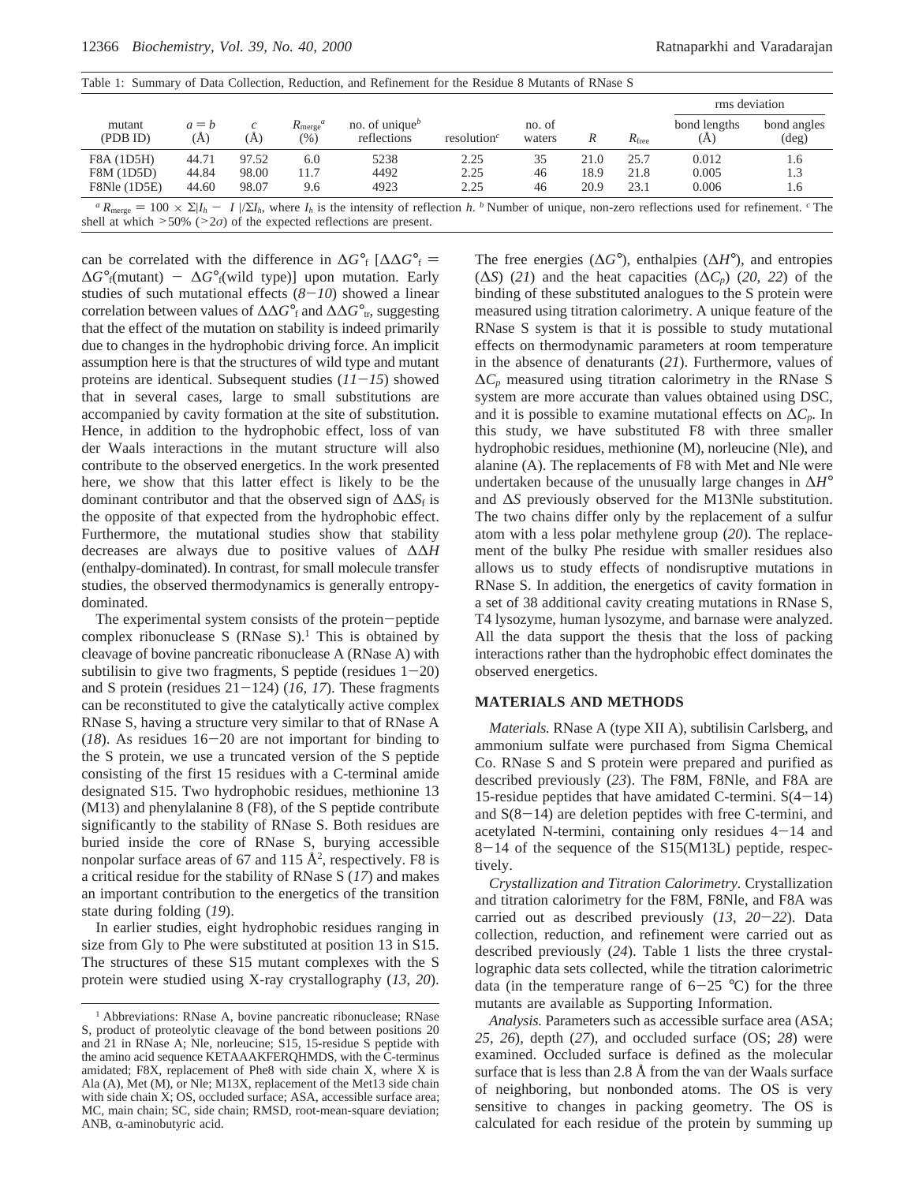Table 1: Summary of Data Collection, Reduction, and Refinement for the Residue 8 Mutants of RNase S

| mutant (PDB ID) | $a = b$ (Å) | $c$ (Å) | $R_{merge}$[a] (%) | no. of unique[b] reflections | resolution[c] | no. of waters | $R$ | $R_{free}$ | rms deviation: bond lengths (Å) | rms deviation: bond angles (deg) |
|---|---|---|---|---|---|---|---|---|---|---|
| F8A (1D5H) | 44.71 | 97.52 | 6.0 | 5238 | 2.25 | 35 | 21.0 | 25.7 | 0.012 | 1.6 |
| F8M (1D5D) | 44.84 | 98.00 | 11.7 | 4492 | 2.25 | 46 | 18.9 | 21.8 | 0.005 | 1.3 |
| F8Nle (1D5E) | 44.60 | 98.07 | 9.6 | 4923 | 2.25 | 46 | 20.9 | 23.1 | 0.006 | 1.6 |

[a] $R_{merge} = 100 \times \Sigma|I_h - I|/\Sigma I_h$, where $I_h$ is the intensity of reflection $h$. [b] Number of unique, non-zero reflections used for refinement. [c] The shell at which >50% (>2σ) of the expected reflections are present.

can be correlated with the difference in $\Delta G°_f$ [$\Delta\Delta G°_f = \Delta G°_f(\text{mutant}) - \Delta G°_f(\text{wild type})$] upon mutation. Early studies of such mutational effects (*8–10*) showed a linear correlation between values of $\Delta\Delta G°_f$ and $\Delta\Delta G°_{tr}$, suggesting that the effect of the mutation on stability is indeed primarily due to changes in the hydrophobic driving force. An implicit assumption here is that the structures of wild type and mutant proteins are identical. Subsequent studies (*11–15*) showed that in several cases, large to small substitutions are accompanied by cavity formation at the site of substitution. Hence, in addition to the hydrophobic effect, loss of van der Waals interactions in the mutant structure will also contribute to the observed energetics. In the work presented here, we show that this latter effect is likely to be the dominant contributor and that the observed sign of $\Delta\Delta S_f$ is the opposite of that expected from the hydrophobic effect. Furthermore, the mutational studies show that stability decreases are always due to positive values of $\Delta\Delta H$ (enthalpy-dominated). In contrast, for small molecule transfer studies, the observed thermodynamics is generally entropy-dominated.

The experimental system consists of the protein–peptide complex ribonuclease S (RNase S).[1] This is obtained by cleavage of bovine pancreatic ribonuclease A (RNase A) with subtilisin to give two fragments, S peptide (residues 1–20) and S protein (residues 21–124) (*16, 17*). These fragments can be reconstituted to give the catalytically active complex RNase S, having a structure very similar to that of RNase A (*18*). As residues 16–20 are not important for binding to the S protein, we use a truncated version of the S peptide consisting of the first 15 residues with a C-terminal amide designated S15. Two hydrophobic residues, methionine 13 (M13) and phenylalanine 8 (F8), of the S peptide contribute significantly to the stability of RNase S. Both residues are buried inside the core of RNase S, burying accessible nonpolar surface areas of 67 and 115 Å$^2$, respectively. F8 is a critical residue for the stability of RNase S (*17*) and makes an important contribution to the energetics of the transition state during folding (*19*).

In earlier studies, eight hydrophobic residues ranging in size from Gly to Phe were substituted at position 13 in S15. The structures of these S15 mutant complexes with the S protein were studied using X-ray crystallography (*13, 20*). The free energies ($\Delta G°$), enthalpies ($\Delta H°$), and entropies ($\Delta S$) (*21*) and the heat capacities ($\Delta C_p$) (*20, 22*) of the binding of these substituted analogues to the S protein were measured using titration calorimetry. A unique feature of the RNase S system is that it is possible to study mutational effects on thermodynamic parameters at room temperature in the absence of denaturants (*21*). Furthermore, values of $\Delta C_p$ measured using titration calorimetry in the RNase S system are more accurate than values obtained using DSC, and it is possible to examine mutational effects on $\Delta C_p$. In this study, we have substituted F8 with three smaller hydrophobic residues, methionine (M), norleucine (Nle), and alanine (A). The replacements of F8 with Met and Nle were undertaken because of the unusually large changes in $\Delta H°$ and $\Delta S$ previously observed for the M13Nle substitution. The two chains differ only by the replacement of a sulfur atom with a less polar methylene group (*20*). The replacement of the bulky Phe residue with smaller residues also allows us to study effects of nondisruptive mutations in RNase S. In addition, the energetics of cavity formation in a set of 38 additional cavity creating mutations in RNase S, T4 lysozyme, human lysozyme, and barnase were analyzed. All the data support the thesis that the loss of packing interactions rather than the hydrophobic effect dominates the observed energetics.

## MATERIALS AND METHODS

*Materials.* RNase A (type XII A), subtilisin Carlsberg, and ammonium sulfate were purchased from Sigma Chemical Co. RNase S and S protein were prepared and purified as described previously (*23*). The F8M, F8Nle, and F8A are 15-residue peptides that have amidated C-termini. S(4–14) and S(8–14) are deletion peptides with free C-termini, and acetylated N-termini, containing only residues 4–14 and 8–14 of the sequence of the S15(M13L) peptide, respectively.

*Crystallization and Titration Calorimetry.* Crystallization and titration calorimetry for the F8M, F8Nle, and F8A was carried out as described previously (*13, 20–22*). Data collection, reduction, and refinement were carried out as described previously (*24*). Table 1 lists the three crystallographic data sets collected, while the titration calorimetric data (in the temperature range of 6–25 °C) for the three mutants are available as Supporting Information.

*Analysis.* Parameters such as accessible surface area (ASA; *25, 26*), depth (*27*), and occluded surface (OS; *28*) were examined. Occluded surface is defined as the molecular surface that is less than 2.8 Å from the van der Waals surface of neighboring, but nonbonded atoms. The OS is very sensitive to changes in packing geometry. The OS is calculated for each residue of the protein by summing up

[1] Abbreviations: RNase A, bovine pancreatic ribonuclease; RNase S, product of proteolytic cleavage of the bond between positions 20 and 21 in RNase A; Nle, norleucine; S15, 15-residue S peptide with the amino acid sequence KETAAAKFERQHMDS, with the C-terminus amidated; F8X, replacement of Phe8 with side chain X, where X is Ala (A), Met (M), or Nle; M13X, replacement of the Met13 side chain with side chain X; OS, occluded surface; ASA, accessible surface area; MC, main chain; SC, side chain; RMSD, root-mean-square deviation; ANB, α-aminobutyric acid.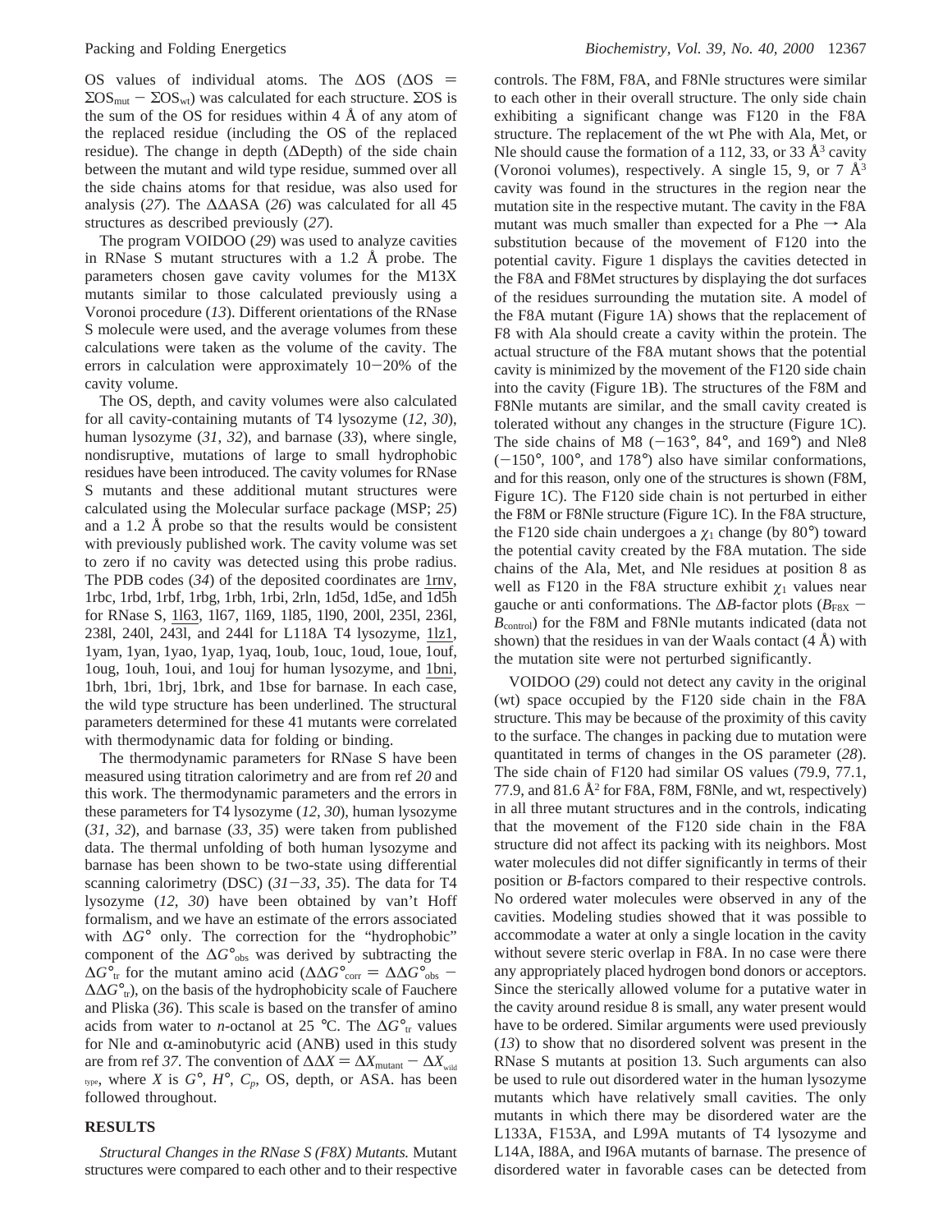OS values of individual atoms. The ΔOS ($\Delta OS = \Sigma OS_{mut} - \Sigma OS_{wt}$) was calculated for each structure. ΣOS is the sum of the OS for residues within 4 Å of any atom of the replaced residue (including the OS of the replaced residue). The change in depth (ΔDepth) of the side chain between the mutant and wild type residue, summed over all the side chains atoms for that residue, was also used for analysis (*27*). The ΔΔASA (*26*) was calculated for all 45 structures as described previously (*27*).

The program VOIDOO (*29*) was used to analyze cavities in RNase S mutant structures with a 1.2 Å probe. The parameters chosen gave cavity volumes for the M13X mutants similar to those calculated previously using a Voronoi procedure (*13*). Different orientations of the RNase S molecule were used, and the average volumes from these calculations were taken as the volume of the cavity. The errors in calculation were approximately 10−20% of the cavity volume.

The OS, depth, and cavity volumes were also calculated for all cavity-containing mutants of T4 lysozyme (*12*, *30*), human lysozyme (*31*, *32*), and barnase (*33*), where single, nondisruptive, mutations of large to small hydrophobic residues have been introduced. The cavity volumes for RNase S mutants and these additional mutant structures were calculated using the Molecular surface package (MSP; *25*) and a 1.2 Å probe so that the results would be consistent with previously published work. The cavity volume was set to zero if no cavity was detected using this probe radius. The PDB codes (*34*) of the deposited coordinates are 1rnv, 1rbc, 1rbd, 1rbf, 1rbg, 1rbh, 1rbi, 2rln, 1d5d, 1d5e, and 1d5h for RNase S, 1l63, 1l67, 1l69, 1l85, 1l90, 200l, 235l, 236l, 238l, 240l, 243l, and 244l for L118A T4 lysozyme, 1lz1, 1yam, 1yan, 1yao, 1yap, 1yaq, 1oub, 1ouc, 1oud, 1oue, 1ouf, 1oug, 1ouh, 1oui, and 1ouj for human lysozyme, and 1bni, 1brh, 1bri, 1brj, 1brk, and 1bse for barnase. In each case, the wild type structure has been underlined. The structural parameters determined for these 41 mutants were correlated with thermodynamic data for folding or binding.

The thermodynamic parameters for RNase S have been measured using titration calorimetry and are from ref *20* and this work. The thermodynamic parameters and the errors in these parameters for T4 lysozyme (*12*, *30*), human lysozyme (*31*, *32*), and barnase (*33*, *35*) were taken from published data. The thermal unfolding of both human lysozyme and barnase has been shown to be two-state using differential scanning calorimetry (DSC) (*31*−*33*, *35*). The data for T4 lysozyme (*12*, *30*) have been obtained by van't Hoff formalism, and we have an estimate of the errors associated with $\Delta G°$ only. The correction for the "hydrophobic" component of the $\Delta G°_{obs}$ was derived by subtracting the $\Delta G°_{tr}$ for the mutant amino acid ($\Delta\Delta G°_{corr} = \Delta\Delta G°_{obs} - \Delta\Delta G°_{tr}$), on the basis of the hydrophobicity scale of Fauchere and Pliska (*36*). This scale is based on the transfer of amino acids from water to *n*-octanol at 25 °C. The $\Delta G°_{tr}$ values for Nle and α-aminobutyric acid (ANB) used in this study are from ref *37*. The convention of $\Delta\Delta X = \Delta X_{mutant} - \Delta X_{wild\ type}$, where *X* is $G°$, $H°$, $C_p$, OS, depth, or ASA. has been followed throughout.

## RESULTS

*Structural Changes in the RNase S (F8X) Mutants.* Mutant structures were compared to each other and to their respective controls. The F8M, F8A, and F8Nle structures were similar to each other in their overall structure. The only side chain exhibiting a significant change was F120 in the F8A structure. The replacement of the wt Phe with Ala, Met, or Nle should cause the formation of a 112, 33, or 33 Å$^3$ cavity (Voronoi volumes), respectively. A single 15, 9, or 7 Å$^3$ cavity was found in the structures in the region near the mutation site in the respective mutant. The cavity in the F8A mutant was much smaller than expected for a Phe → Ala substitution because of the movement of F120 into the potential cavity. Figure 1 displays the cavities detected in the F8A and F8Met structures by displaying the dot surfaces of the residues surrounding the mutation site. A model of the F8A mutant (Figure 1A) shows that the replacement of F8 with Ala should create a cavity within the protein. The actual structure of the F8A mutant shows that the potential cavity is minimized by the movement of the F120 side chain into the cavity (Figure 1B). The structures of the F8M and F8Nle mutants are similar, and the small cavity created is tolerated without any changes in the structure (Figure 1C). The side chains of M8 (−163°, 84°, and 169°) and Nle8 (−150°, 100°, and 178°) also have similar conformations, and for this reason, only one of the structures is shown (F8M, Figure 1C). The F120 side chain is not perturbed in either the F8M or F8Nle structure (Figure 1C). In the F8A structure, the F120 side chain undergoes a $\chi_1$ change (by 80°) toward the potential cavity created by the F8A mutation. The side chains of the Ala, Met, and Nle residues at position 8 as well as F120 in the F8A structure exhibit $\chi_1$ values near gauche or anti conformations. The Δ*B*-factor plots ($B_{F8X} - B_{control}$) for the F8M and F8Nle mutants indicated (data not shown) that the residues in van der Waals contact (4 Å) with the mutation site were not perturbed significantly.

VOIDOO (*29*) could not detect any cavity in the original (wt) space occupied by the F120 side chain in the F8A structure. This may be because of the proximity of this cavity to the surface. The changes in packing due to mutation were quantitated in terms of changes in the OS parameter (*28*). The side chain of F120 had similar OS values (79.9, 77.1, 77.9, and 81.6 Å$^2$ for F8A, F8M, F8Nle, and wt, respectively) in all three mutant structures and in the controls, indicating that the movement of the F120 side chain in the F8A structure did not affect its packing with its neighbors. Most water molecules did not differ significantly in terms of their position or *B*-factors compared to their respective controls. No ordered water molecules were observed in any of the cavities. Modeling studies showed that it was possible to accommodate a water at only a single location in the cavity without severe steric overlap in F8A. In no case were there any appropriately placed hydrogen bond donors or acceptors. Since the sterically allowed volume for a putative water in the cavity around residue 8 is small, any water present would have to be ordered. Similar arguments were used previously (*13*) to show that no disordered solvent was present in the RNase S mutants at position 13. Such arguments can also be used to rule out disordered water in the human lysozyme mutants which have relatively small cavities. The only mutants in which there may be disordered water are the L133A, F153A, and L99A mutants of T4 lysozyme and L14A, I88A, and I96A mutants of barnase. The presence of disordered water in favorable cases can be detected from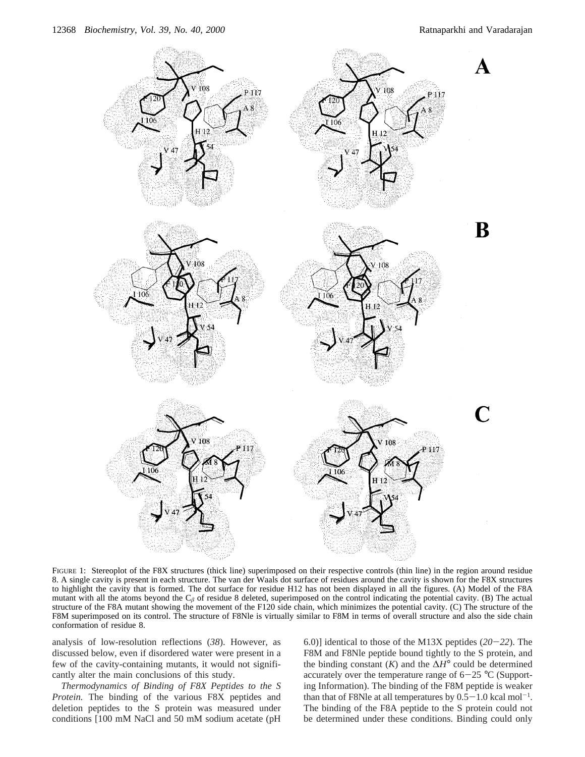A

B

C

FIGURE 1: Stereoplot of the F8X structures (thick line) superimposed on their respective controls (thin line) in the region around residue 8. A single cavity is present in each structure. The van der Waals dot surface of residues around the cavity is shown for the F8X structures to highlight the cavity that is formed. The dot surface for residue H12 has not been displayed in all the figures. (A) Model of the F8A mutant with all the atoms beyond the $C_\beta$ of residue 8 deleted, superimposed on the control indicating the potential cavity. (B) The actual structure of the F8A mutant showing the movement of the F120 side chain, which minimizes the potential cavity. (C) The structure of the F8M superimposed on its control. The structure of F8Nle is virtually similar to F8M in terms of overall structure and also the side chain conformation of residue 8.

analysis of low-resolution reflections (*38*). However, as discussed below, even if disordered water were present in a few of the cavity-containing mutants, it would not significantly alter the main conclusions of this study.

*Thermodynamics of Binding of F8X Peptides to the S Protein.* The binding of the various F8X peptides and deletion peptides to the S protein was measured under conditions [100 mM NaCl and 50 mM sodium acetate (pH 6.0)] identical to those of the M13X peptides (*20*−*22*). The F8M and F8Nle peptide bound tightly to the S protein, and the binding constant ($K$) and the $\Delta H°$ could be determined accurately over the temperature range of 6−25 °C (Supporting Information). The binding of the F8M peptide is weaker than that of F8Nle at all temperatures by 0.5−1.0 kcal mol$^{-1}$. The binding of the F8A peptide to the S protein could not be determined under these conditions. Binding could only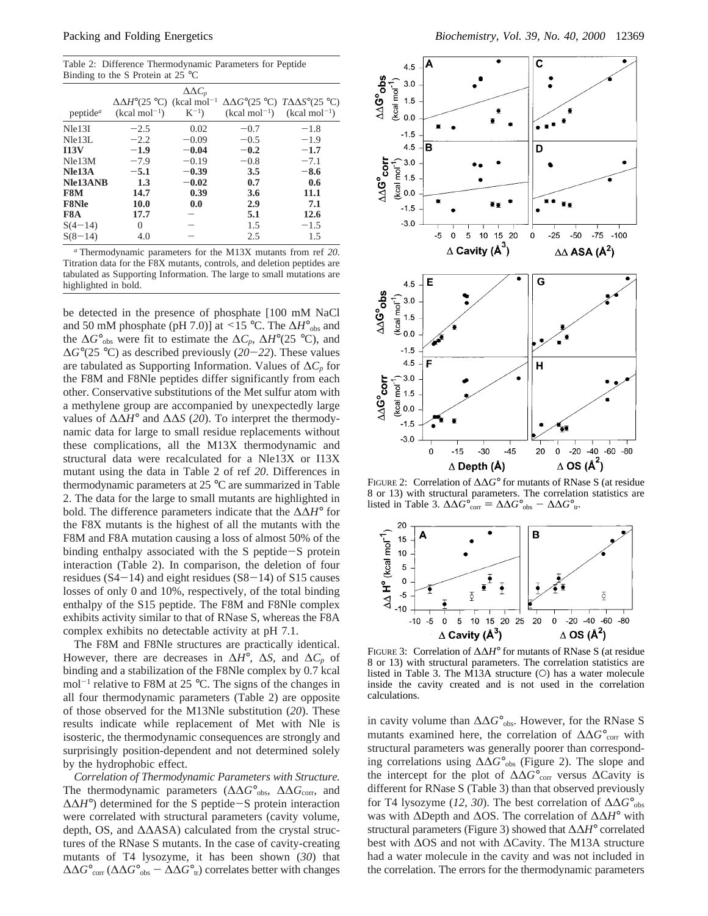Table 2: Difference Thermodynamic Parameters for Peptide Binding to the S Protein at 25 °C

| peptide[a] | $\Delta\Delta H°$(25 °C) (kcal mol$^{-1}$) | $\Delta\Delta C_p$ (kcal mol$^{-1}$ K$^{-1}$) | $\Delta\Delta G°$(25 °C) (kcal mol$^{-1}$) | $T\Delta\Delta S°$(25 °C) (kcal mol$^{-1}$) |
|---|---|---|---|---|
| Nle13I | −2.5 | 0.02 | −0.7 | −1.8 |
| Nle13L | −2.2 | −0.09 | −0.5 | −1.9 |
| **I13V** | **−1.9** | **−0.04** | **−0.2** | **−1.7** |
| Nle13M | −7.9 | −0.19 | −0.8 | −7.1 |
| **Nle13A** | **−5.1** | **−0.39** | **3.5** | **−8.6** |
| **Nle13ANB** | **1.3** | **−0.02** | **0.7** | **0.6** |
| **F8M** | **14.7** | **0.39** | **3.6** | **11.1** |
| **F8Nle** | **10.0** | **0.0** | **2.9** | **7.1** |
| **F8A** | **17.7** | – | **5.1** | **12.6** |
| S(4−14) | 0 | – | 1.5 | −1.5 |
| S(8−14) | 4.0 | – | 2.5 | 1.5 |

[a] Thermodynamic parameters for the M13X mutants from ref *20*. Titration data for the F8X mutants, controls, and deletion peptides are tabulated as Supporting Information. The large to small mutations are highlighted in bold.

be detected in the presence of phosphate [100 mM NaCl and 50 mM phosphate (pH 7.0)] at <15 °C. The $\Delta H°_{obs}$ and the $\Delta G°_{obs}$ were fit to estimate the $\Delta C_p$, $\Delta H°$(25 °C), and $\Delta G°$(25 °C) as described previously (*20*−*22*). These values are tabulated as Supporting Information. Values of $\Delta C_p$ for the F8M and F8Nle peptides differ significantly from each other. Conservative substitutions of the Met sulfur atom with a methylene group are accompanied by unexpectedly large values of $\Delta\Delta H°$ and $\Delta\Delta S$ (*20*). To interpret the thermodynamic data for large to small residue replacements without these complications, all the M13X thermodynamic and structural data were recalculated for a Nle13X or I13X mutant using the data in Table 2 of ref *20*. Differences in thermodynamic parameters at 25 °C are summarized in Table 2. The data for the large to small mutants are highlighted in bold. The difference parameters indicate that the $\Delta\Delta H°$ for the F8X mutants is the highest of all the mutants with the F8M and F8A mutation causing a loss of almost 50% of the binding enthalpy associated with the S peptide−S protein interaction (Table 2). In comparison, the deletion of four residues (S4−14) and eight residues (S8−14) of S15 causes losses of only 0 and 10%, respectively, of the total binding enthalpy of the S15 peptide. The F8M and F8Nle complex exhibits activity similar to that of RNase S, whereas the F8A complex exhibits no detectable activity at pH 7.1.

The F8M and F8Nle structures are practically identical. However, there are decreases in $\Delta H°$, $\Delta S$, and $\Delta C_p$ of binding and a stabilization of the F8Nle complex by 0.7 kcal mol$^{-1}$ relative to F8M at 25 °C. The signs of the changes in all four thermodynamic parameters (Table 2) are opposite of those observed for the M13Nle substitution (*20*). These results indicate while replacement of Met with Nle is isosteric, the thermodynamic consequences are strongly and surprisingly position-dependent and not determined solely by the hydrophobic effect.

*Correlation of Thermodynamic Parameters with Structure.* The thermodynamic parameters ($\Delta\Delta G°_{obs}$, $\Delta\Delta G_{corr}$, and $\Delta\Delta H°$) determined for the S peptide−S protein interaction were correlated with structural parameters (cavity volume, depth, OS, and $\Delta\Delta$ASA) calculated from the crystal structures of the RNase S mutants. In the case of cavity-creating mutants of T4 lysozyme, it has been shown (*30*) that $\Delta\Delta G°_{corr}$ ($\Delta\Delta G°_{obs} - \Delta\Delta G°_{tr}$) correlates better with changes in cavity volume than $\Delta\Delta G°_{obs}$. However, for the RNase S mutants examined here, the correlation of $\Delta\Delta G°_{corr}$ with structural parameters was generally poorer than corresponding correlations using $\Delta\Delta G°_{obs}$ (Figure 2). The slope and the intercept for the plot of $\Delta\Delta G°_{corr}$ versus $\Delta$Cavity is different for RNase S (Table 3) than that observed previously for T4 lysozyme (*12*, *30*). The best correlation of $\Delta\Delta G°_{obs}$ was with $\Delta$Depth and $\Delta$OS. The correlation of $\Delta\Delta H°$ with structural parameters (Figure 3) showed that $\Delta\Delta H°$ correlated best with $\Delta$OS and not with $\Delta$Cavity. The M13A structure had a water molecule in the cavity and was not included in the correlation. The errors for the thermodynamic parameters

A
C
B
D
ΔΔG°obs (kcal mol⁻¹)
ΔΔG°corr (kcal mol⁻¹)
4.5
3.0
1.5
0.0
-1.5
-3.0
-5 0 5 10 15 20
0 -25 -50 -75 -100
Δ Cavity (Å³)
ΔΔ ASA (Å²)

E
G
F
H
ΔΔG°obs (kcal mol⁻¹)
ΔΔG°corr (kcal mol⁻¹)
0 -15 -30 -45
20 0 -20 -40 -60 -80
Δ Depth (Å)
Δ OS (Å²)

FIGURE 2: Correlation of $\Delta\Delta G°$ for mutants of RNase S (at residue 8 or 13) with structural parameters. The correlation statistics are listed in Table 3. $\Delta\Delta G°_{corr} = \Delta\Delta G°_{obs} - \Delta\Delta G°_{tr}$.

A
B
ΔΔ H° (kcal mol⁻¹)
20
15
10
5
0
-5
-10
-10 -5 0 5 10 15 20 25
20 0 -20 -40 -60 -80
Δ Cavity (Å³)
Δ OS (Å²)

FIGURE 3: Correlation of $\Delta\Delta H°$ for mutants of RNase S (at residue 8 or 13) with structural parameters. The correlation statistics are listed in Table 3. The M13A structure (○) has a water molecule inside the cavity created and is not used in the correlation calculations.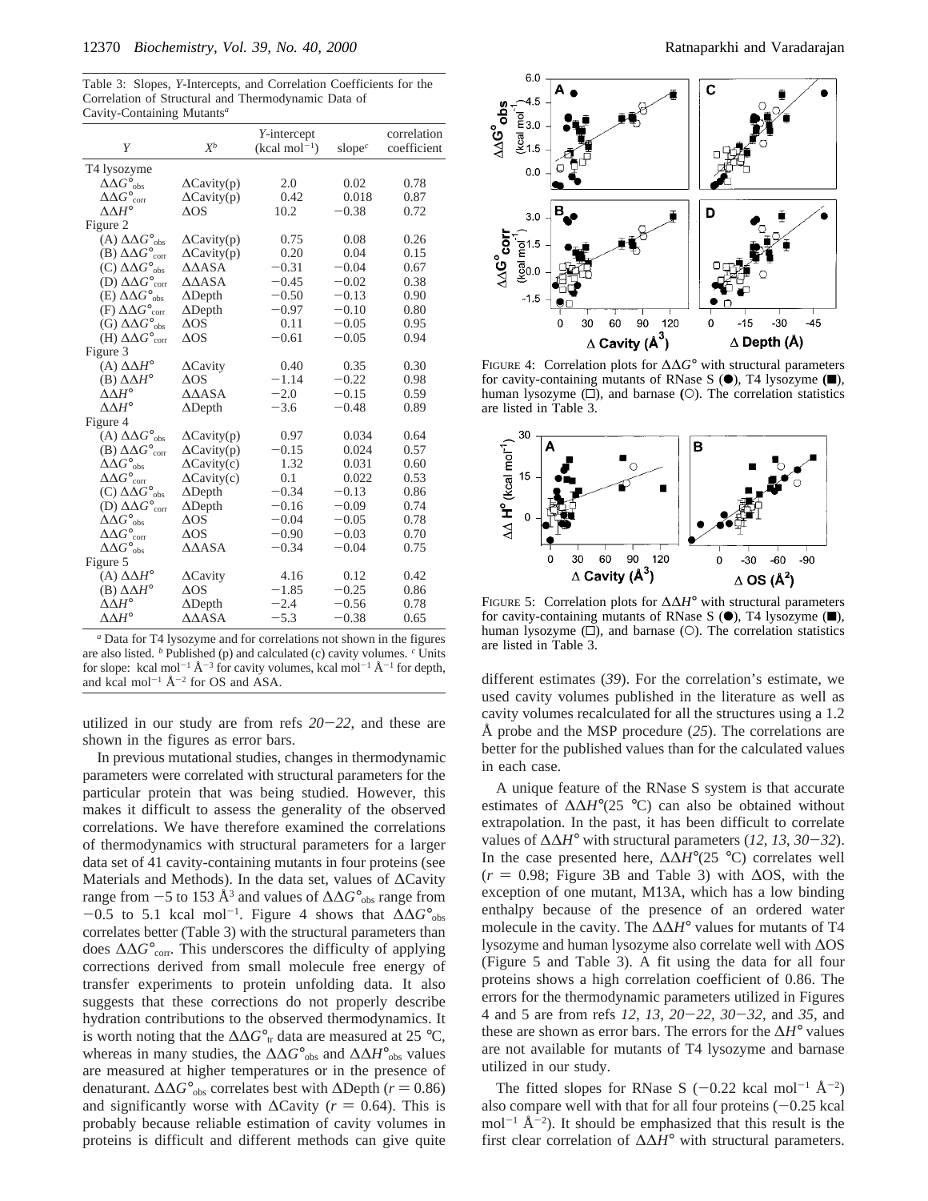Table 3: Slopes, *Y*-Intercepts, and Correlation Coefficients for the Correlation of Structural and Thermodynamic Data of Cavity-Containing Mutants[a]

| *Y* | *X*[b] | *Y*-intercept (kcal mol$^{-1}$) | slope[c] | correlation coefficient |
|---|---|---|---|---|
| T4 lysozyme | | | | |
| $\Delta\Delta G°_{obs}$ | $\Delta$Cavity(p) | 2.0 | 0.02 | 0.78 |
| $\Delta\Delta G°_{corr}$ | $\Delta$Cavity(p) | 0.42 | 0.018 | 0.87 |
| $\Delta\Delta H°$ | $\Delta$OS | 10.2 | −0.38 | 0.72 |
| Figure 2 | | | | |
| (A) $\Delta\Delta G°_{obs}$ | $\Delta$Cavity(p) | 0.75 | 0.08 | 0.26 |
| (B) $\Delta\Delta G°_{corr}$ | $\Delta$Cavity(p) | 0.20 | 0.04 | 0.15 |
| (C) $\Delta\Delta G°_{obs}$ | $\Delta\Delta$ASA | −0.31 | −0.04 | 0.67 |
| (D) $\Delta\Delta G°_{corr}$ | $\Delta\Delta$ASA | −0.45 | −0.02 | 0.38 |
| (E) $\Delta\Delta G°_{obs}$ | $\Delta$Depth | −0.50 | −0.13 | 0.90 |
| (F) $\Delta\Delta G°_{corr}$ | $\Delta$Depth | −0.97 | −0.10 | 0.80 |
| (G) $\Delta\Delta G°_{obs}$ | $\Delta$OS | 0.11 | −0.05 | 0.95 |
| (H) $\Delta\Delta G°_{corr}$ | $\Delta$OS | −0.61 | −0.05 | 0.94 |
| Figure 3 | | | | |
| (A) $\Delta\Delta H°$ | $\Delta$Cavity | 0.40 | 0.35 | 0.30 |
| (B) $\Delta\Delta H°$ | $\Delta$OS | −1.14 | −0.22 | 0.98 |
| $\Delta\Delta H°$ | $\Delta\Delta$ASA | −2.0 | −0.15 | 0.59 |
| $\Delta\Delta H°$ | $\Delta$Depth | −3.6 | −0.48 | 0.89 |
| Figure 4 | | | | |
| (A) $\Delta\Delta G°_{obs}$ | $\Delta$Cavity(p) | 0.97 | 0.034 | 0.64 |
| (B) $\Delta\Delta G°_{corr}$ | $\Delta$Cavity(p) | −0.15 | 0.024 | 0.57 |
| $\Delta\Delta G°_{obs}$ | $\Delta$Cavity(c) | 1.32 | 0.031 | 0.60 |
| $\Delta\Delta G°_{corr}$ | $\Delta$Cavity(c) | 0.1 | 0.022 | 0.53 |
| (C) $\Delta\Delta G°_{obs}$ | $\Delta$Depth | −0.34 | −0.13 | 0.86 |
| (D) $\Delta\Delta G°_{corr}$ | $\Delta$Depth | −0.16 | −0.09 | 0.74 |
| $\Delta\Delta G°_{obs}$ | $\Delta$OS | −0.04 | −0.05 | 0.78 |
| $\Delta\Delta G°_{corr}$ | $\Delta$OS | −0.90 | −0.03 | 0.70 |
| $\Delta\Delta G°_{obs}$ | $\Delta\Delta$ASA | −0.34 | −0.04 | 0.75 |
| Figure 5 | | | | |
| (A) $\Delta\Delta H°$ | $\Delta$Cavity | 4.16 | 0.12 | 0.42 |
| (B) $\Delta\Delta H°$ | $\Delta$OS | −1.85 | −0.25 | 0.86 |
| $\Delta\Delta H°$ | $\Delta$Depth | −2.4 | −0.56 | 0.78 |
| $\Delta\Delta H°$ | $\Delta\Delta$ASA | −5.3 | −0.38 | 0.65 |

[a] Data for T4 lysozyme and for correlations not shown in the figures are also listed. [b] Published (p) and calculated (c) cavity volumes. [c] Units for slope: kcal mol$^{-1}$ Å$^{-3}$ for cavity volumes, kcal mol$^{-1}$ Å$^{-1}$ for depth, and kcal mol$^{-1}$ Å$^{-2}$ for OS and ASA.

utilized in our study are from refs *20*−*22*, and these are shown in the figures as error bars.

In previous mutational studies, changes in thermodynamic parameters were correlated with structural parameters for the particular protein that was being studied. However, this makes it difficult to assess the generality of the observed correlations. We have therefore examined the correlations of thermodynamics with structural parameters for a larger data set of 41 cavity-containing mutants in four proteins (see Materials and Methods). In the data set, values of $\Delta$Cavity range from −5 to 153 Å$^3$ and values of $\Delta\Delta G°_{obs}$ range from −0.5 to 5.1 kcal mol$^{-1}$. Figure 4 shows that $\Delta\Delta G°_{obs}$ correlates better (Table 3) with the structural parameters than does $\Delta\Delta G°_{corr}$. This underscores the difficulty of applying corrections derived from small molecule free energy of transfer experiments to protein unfolding data. It also suggests that these corrections do not properly describe hydration contributions to the observed thermodynamics. It is worth noting that the $\Delta\Delta G°_{tr}$ data are measured at 25 °C, whereas in many studies, the $\Delta\Delta G°_{obs}$ and $\Delta\Delta H°_{obs}$ values are measured at higher temperatures or in the presence of denaturant. $\Delta\Delta G°_{obs}$ correlates best with $\Delta$Depth ($r = 0.86$) and significantly worse with $\Delta$Cavity ($r = 0.64$). This is probably because reliable estimation of cavity volumes in proteins is difficult and different methods can give quite different estimates (*39*). For the correlation's estimate, we used cavity volumes published in the literature as well as cavity volumes recalculated for all the structures using a 1.2 Å probe and the MSP procedure (*25*). The correlations are better for the published values than for the calculated values in each case.

A
C
6.0
4.5
3.0
1.5
0.0
$\Delta\Delta$G°obs (kcal mol$^{-1}$)
B
D
3.0
1.5
0.0
-1.5
$\Delta\Delta$G°corr (kcal mol$^{-1}$)
0 30 60 90 120
$\Delta$ Cavity (Å$^3$)
0 -15 -30 -45
$\Delta$ Depth (Å)

FIGURE 4: Correlation plots for $\Delta\Delta G°$ with structural parameters for cavity-containing mutants of RNase S (●), T4 lysozyme (■), human lysozyme (□), and barnase (○). The correlation statistics are listed in Table 3.

A
B
30
15
0
$\Delta\Delta$ H° (kcal mol$^{-1}$)
0 30 60 90 120
$\Delta$ Cavity (Å$^3$)
0 -30 -60 -90
$\Delta$ OS (Å$^2$)

FIGURE 5: Correlation plots for $\Delta\Delta H°$ with structural parameters for cavity-containing mutants of RNase S (●), T4 lysozyme (■), human lysozyme (□), and barnase (○). The correlation statistics are listed in Table 3.

A unique feature of the RNase S system is that accurate estimates of $\Delta\Delta H°$(25 °C) can also be obtained without extrapolation. In the past, it has been difficult to correlate values of $\Delta\Delta H°$ with structural parameters (*12*, *13*, *30*−*32*). In the case presented here, $\Delta\Delta H°$(25 °C) correlates well ($r = 0.98$; Figure 3B and Table 3) with $\Delta$OS, with the exception of one mutant, M13A, which has a low binding enthalpy because of the presence of an ordered water molecule in the cavity. The $\Delta\Delta H°$ values for mutants of T4 lysozyme and human lysozyme also correlate well with $\Delta$OS (Figure 5 and Table 3). A fit using the data for all four proteins shows a high correlation coefficient of 0.86. The errors for the thermodynamic parameters utilized in Figures 4 and 5 are from refs *12*, *13*, *20*−*22*, *30*−*32*, and *35*, and these are shown as error bars. The errors for the $\Delta H°$ values are not available for mutants of T4 lysozyme and barnase utilized in our study.

The fitted slopes for RNase S (−0.22 kcal mol$^{-1}$ Å$^{-2}$) also compare well with that for all four proteins (−0.25 kcal mol$^{-1}$ Å$^{-2}$). It should be emphasized that this result is the first clear correlation of $\Delta\Delta H°$ with structural parameters.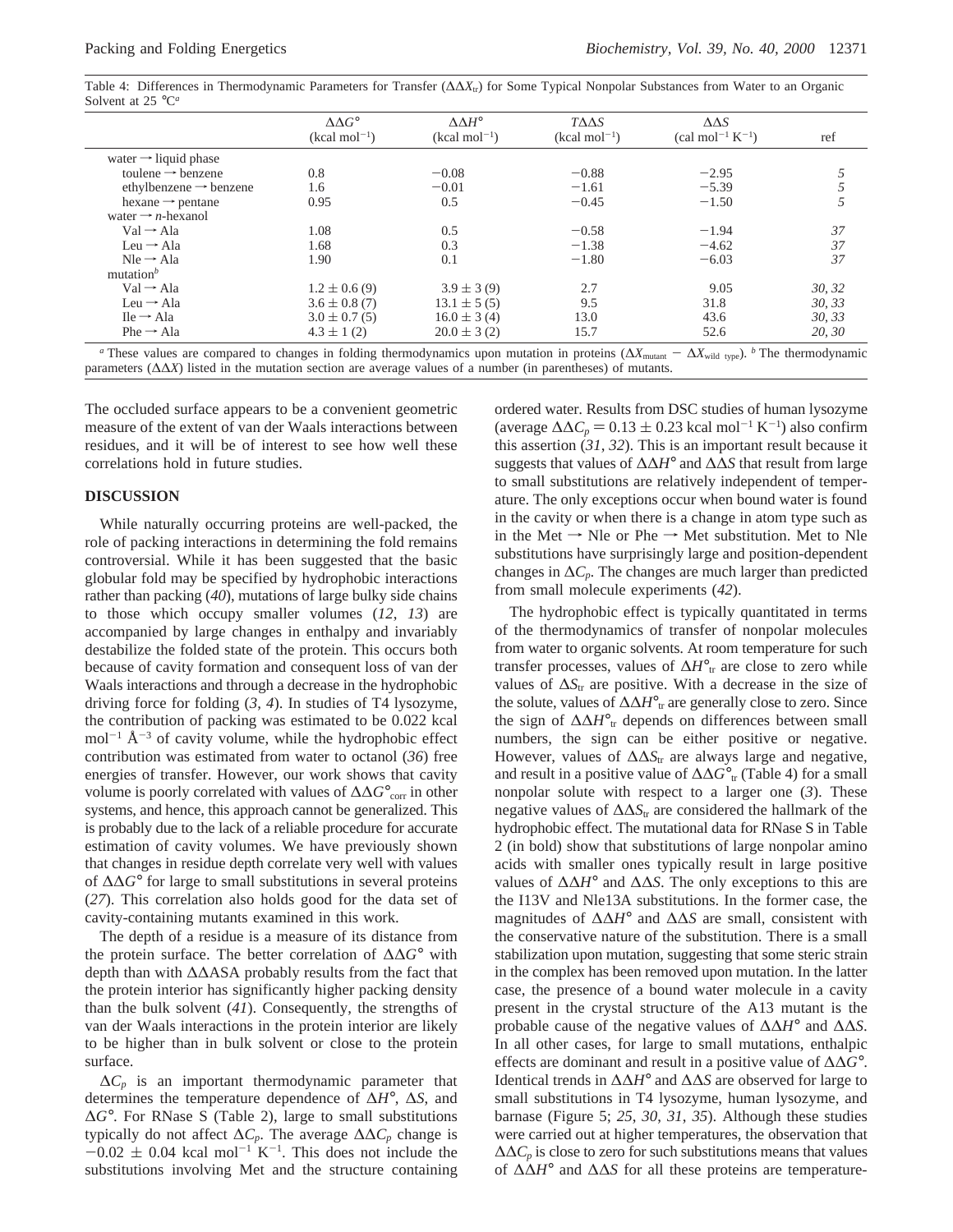Table 4: Differences in Thermodynamic Parameters for Transfer ($\Delta\Delta X_{tr}$) for Some Typical Nonpolar Substances from Water to an Organic Solvent at 25 °C[a]

| | $\Delta\Delta G°$ (kcal mol$^{-1}$) | $\Delta\Delta H°$ (kcal mol$^{-1}$) | $T\Delta\Delta S$ (kcal mol$^{-1}$) | $\Delta\Delta S$ (cal mol$^{-1}$ K$^{-1}$) | ref |
|---|---|---|---|---|---|
| water → liquid phase | | | | | |
| toulene → benzene | 0.8 | −0.08 | −0.88 | −2.95 | 5 |
| ethylbenzene → benzene | 1.6 | −0.01 | −1.61 | −5.39 | 5 |
| hexane → pentane | 0.95 | 0.5 | −0.45 | −1.50 | 5 |
| water → *n*-hexanol | | | | | |
| Val → Ala | 1.08 | 0.5 | −0.58 | −1.94 | 37 |
| Leu → Ala | 1.68 | 0.3 | −1.38 | −4.62 | 37 |
| Nle → Ala | 1.90 | 0.1 | −1.80 | −6.03 | 37 |
| mutation[b] | | | | | |
| Val → Ala | 1.2 ± 0.6 (9) | 3.9 ± 3 (9) | 2.7 | 9.05 | 30, 32 |
| Leu → Ala | 3.6 ± 0.8 (7) | 13.1 ± 5 (5) | 9.5 | 31.8 | 30, 33 |
| Ile → Ala | 3.0 ± 0.7 (5) | 16.0 ± 3 (4) | 13.0 | 43.6 | 30, 33 |
| Phe → Ala | 4.3 ± 1 (2) | 20.0 ± 3 (2) | 15.7 | 52.6 | 20, 30 |

[a] These values are compared to changes in folding thermodynamics upon mutation in proteins ($\Delta X_{mutant} - \Delta X_{wild\ type}$). [b] The thermodynamic parameters ($\Delta\Delta X$) listed in the mutation section are average values of a number (in parentheses) of mutants.

The occluded surface appears to be a convenient geometric measure of the extent of van der Waals interactions between residues, and it will be of interest to see how well these correlations hold in future studies.

## DISCUSSION

While naturally occurring proteins are well-packed, the role of packing interactions in determining the fold remains controversial. While it has been suggested that the basic globular fold may be specified by hydrophobic interactions rather than packing (*40*), mutations of large bulky side chains to those which occupy smaller volumes (*12*, *13*) are accompanied by large changes in enthalpy and invariably destabilize the folded state of the protein. This occurs both because of cavity formation and consequent loss of van der Waals interactions and through a decrease in the hydrophobic driving force for folding (*3*, *4*). In studies of T4 lysozyme, the contribution of packing was estimated to be 0.022 kcal mol$^{-1}$ Å$^{-3}$ of cavity volume, while the hydrophobic effect contribution was estimated from water to octanol (*36*) free energies of transfer. However, our work shows that cavity volume is poorly correlated with values of $\Delta\Delta G°_{corr}$ in other systems, and hence, this approach cannot be generalized. This is probably due to the lack of a reliable procedure for accurate estimation of cavity volumes. We have previously shown that changes in residue depth correlate very well with values of $\Delta\Delta G°$ for large to small substitutions in several proteins (*27*). This correlation also holds good for the data set of cavity-containing mutants examined in this work.

The depth of a residue is a measure of its distance from the protein surface. The better correlation of $\Delta\Delta G°$ with depth than with $\Delta\Delta$ASA probably results from the fact that the protein interior has significantly higher packing density than the bulk solvent (*41*). Consequently, the strengths of van der Waals interactions in the protein interior are likely to be higher than in bulk solvent or close to the protein surface.

$\Delta C_p$ is an important thermodynamic parameter that determines the temperature dependence of $\Delta H°$, $\Delta S$, and $\Delta G°$. For RNase S (Table 2), large to small substitutions typically do not affect $\Delta C_p$. The average $\Delta\Delta C_p$ change is −0.02 ± 0.04 kcal mol$^{-1}$ K$^{-1}$. This does not include the substitutions involving Met and the structure containing ordered water. Results from DSC studies of human lysozyme (average $\Delta\Delta C_p$ = 0.13 ± 0.23 kcal mol$^{-1}$ K$^{-1}$) also confirm this assertion (*31*, *32*). This is an important result because it suggests that values of $\Delta\Delta H°$ and $\Delta\Delta S$ that result from large to small substitutions are relatively independent of temperature. The only exceptions occur when bound water is found in the cavity or when there is a change in atom type such as in the Met → Nle or Phe → Met substitution. Met to Nle substitutions have surprisingly large and position-dependent changes in $\Delta C_p$. The changes are much larger than predicted from small molecule experiments (*42*).

The hydrophobic effect is typically quantitated in terms of the thermodynamics of transfer of nonpolar molecules from water to organic solvents. At room temperature for such transfer processes, values of $\Delta H°_{tr}$ are close to zero while values of $\Delta S_{tr}$ are positive. With a decrease in the size of the solute, values of $\Delta\Delta H°_{tr}$ are generally close to zero. Since the sign of $\Delta\Delta H°_{tr}$ depends on differences between small numbers, the sign can be either positive or negative. However, values of $\Delta\Delta S_{tr}$ are always large and negative, and result in a positive value of $\Delta\Delta G°_{tr}$ (Table 4) for a small nonpolar solute with respect to a larger one (*3*). These negative values of $\Delta\Delta S_{tr}$ are considered the hallmark of the hydrophobic effect. The mutational data for RNase S in Table 2 (in bold) show that substitutions of large nonpolar amino acids with smaller ones typically result in large positive values of $\Delta\Delta H°$ and $\Delta\Delta S$. The only exceptions to this are the I13V and Nle13A substitutions. In the former case, the magnitudes of $\Delta\Delta H°$ and $\Delta\Delta S$ are small, consistent with the conservative nature of the substitution. There is a small stabilization upon mutation, suggesting that some steric strain in the complex has been removed upon mutation. In the latter case, the presence of a bound water molecule in a cavity present in the crystal structure of the A13 mutant is the probable cause of the negative values of $\Delta\Delta H°$ and $\Delta\Delta S$. In all other cases, for large to small mutations, enthalpic effects are dominant and result in a positive value of $\Delta\Delta G°$. Identical trends in $\Delta\Delta H°$ and $\Delta\Delta S$ are observed for large to small substitutions in T4 lysozyme, human lysozyme, and barnase (Figure 5; *25*, *30*, *31*, *35*). Although these studies were carried out at higher temperatures, the observation that $\Delta\Delta C_p$ is close to zero for such substitutions means that values of $\Delta\Delta H°$ and $\Delta\Delta S$ for all these proteins are temperature-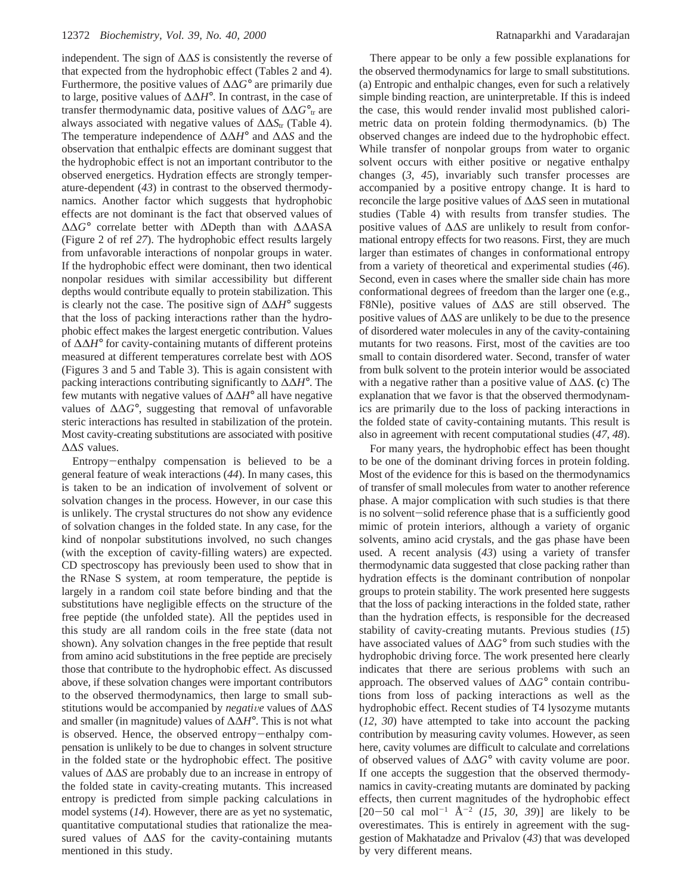independent. The sign of $\Delta\Delta S$ is consistently the reverse of that expected from the hydrophobic effect (Tables 2 and 4). Furthermore, the positive values of $\Delta\Delta G°$ are primarily due to large, positive values of $\Delta\Delta H°$. In contrast, in the case of transfer thermodynamic data, positive values of $\Delta\Delta G°_{tr}$ are always associated with negative values of $\Delta\Delta S_{tr}$ (Table 4). The temperature independence of $\Delta\Delta H°$ and $\Delta\Delta S$ and the observation that enthalpic effects are dominant suggest that the hydrophobic effect is not an important contributor to the observed energetics. Hydration effects are strongly temperature-dependent (*43*) in contrast to the observed thermodynamics. Another factor which suggests that hydrophobic effects are not dominant is the fact that observed values of $\Delta\Delta G°$ correlate better with $\Delta$Depth than with $\Delta\Delta$ASA (Figure 2 of ref *27*). The hydrophobic effect results largely from unfavorable interactions of nonpolar groups in water. If the hydrophobic effect were dominant, then two identical nonpolar residues with similar accessibility but different depths would contribute equally to protein stabilization. This is clearly not the case. The positive sign of $\Delta\Delta H°$ suggests that the loss of packing interactions rather than the hydrophobic effect makes the largest energetic contribution. Values of $\Delta\Delta H°$ for cavity-containing mutants of different proteins measured at different temperatures correlate best with $\Delta$OS (Figures 3 and 5 and Table 3). This is again consistent with packing interactions contributing significantly to $\Delta\Delta H°$. The few mutants with negative values of $\Delta\Delta H°$ all have negative values of $\Delta\Delta G°$, suggesting that removal of unfavorable steric interactions has resulted in stabilization of the protein. Most cavity-creating substitutions are associated with positive $\Delta\Delta S$ values.

Entropy–enthalpy compensation is believed to be a general feature of weak interactions (*44*). In many cases, this is taken to be an indication of involvement of solvent or solvation changes in the process. However, in our case this is unlikely. The crystal structures do not show any evidence of solvation changes in the folded state. In any case, for the kind of nonpolar substitutions involved, no such changes (with the exception of cavity-filling waters) are expected. CD spectroscopy has previously been used to show that in the RNase S system, at room temperature, the peptide is largely in a random coil state before binding and that the substitutions have negligible effects on the structure of the free peptide (the unfolded state). All the peptides used in this study are all random coils in the free state (data not shown). Any solvation changes in the free peptide that result from amino acid substitutions in the free peptide are precisely those that contribute to the hydrophobic effect. As discussed above, if these solvation changes were important contributors to the observed thermodynamics, then large to small substitutions would be accompanied by *negative* values of $\Delta\Delta S$ and smaller (in magnitude) values of $\Delta\Delta H°$. This is not what is observed. Hence, the observed entropy–enthalpy compensation is unlikely to be due to changes in solvent structure in the folded state or the hydrophobic effect. The positive values of $\Delta\Delta S$ are probably due to an increase in entropy of the folded state in cavity-creating mutants. This increased entropy is predicted from simple packing calculations in model systems (*14*). However, there are as yet no systematic, quantitative computational studies that rationalize the measured values of $\Delta\Delta S$ for the cavity-containing mutants mentioned in this study.

There appear to be only a few possible explanations for the observed thermodynamics for large to small substitutions. (a) Entropic and enthalpic changes, even for such a relatively simple binding reaction, are uninterpretable. If this is indeed the case, this would render invalid most published calorimetric data on protein folding thermodynamics. (b) The observed changes are indeed due to the hydrophobic effect. While transfer of nonpolar groups from water to organic solvent occurs with either positive or negative enthalpy changes (*3*, *45*), invariably such transfer processes are accompanied by a positive entropy change. It is hard to reconcile the large positive values of $\Delta\Delta S$ seen in mutational studies (Table 4) with results from transfer studies. The positive values of $\Delta\Delta S$ are unlikely to result from conformational entropy effects for two reasons. First, they are much larger than estimates of changes in conformational entropy from a variety of theoretical and experimental studies (*46*). Second, even in cases where the smaller side chain has more conformational degrees of freedom than the larger one (e.g., F8Nle), positive values of $\Delta\Delta S$ are still observed. The positive values of $\Delta\Delta S$ are unlikely to be due to the presence of disordered water molecules in any of the cavity-containing mutants for two reasons. First, most of the cavities are too small to contain disordered water. Second, transfer of water from bulk solvent to the protein interior would be associated with a negative rather than a positive value of $\Delta\Delta S$. **(**c) The explanation that we favor is that the observed thermodynamics are primarily due to the loss of packing interactions in the folded state of cavity-containing mutants. This result is also in agreement with recent computational studies (*47*, *48*).

For many years, the hydrophobic effect has been thought to be one of the dominant driving forces in protein folding. Most of the evidence for this is based on the thermodynamics of transfer of small molecules from water to another reference phase. A major complication with such studies is that there is no solvent–solid reference phase that is a sufficiently good mimic of protein interiors, although a variety of organic solvents, amino acid crystals, and the gas phase have been used. A recent analysis (*43*) using a variety of transfer thermodynamic data suggested that close packing rather than hydration effects is the dominant contribution of nonpolar groups to protein stability. The work presented here suggests that the loss of packing interactions in the folded state, rather than the hydration effects, is responsible for the decreased stability of cavity-creating mutants. Previous studies (*15*) have associated values of $\Delta\Delta G°$ from such studies with the hydrophobic driving force. The work presented here clearly indicates that there are serious problems with such an approach. The observed values of $\Delta\Delta G°$ contain contributions from loss of packing interactions as well as the hydrophobic effect. Recent studies of T4 lysozyme mutants (*12*, *30*) have attempted to take into account the packing contribution by measuring cavity volumes. However, as seen here, cavity volumes are difficult to calculate and correlations of observed values of $\Delta\Delta G°$ with cavity volume are poor. If one accepts the suggestion that the observed thermodynamics in cavity-creating mutants are dominated by packing effects, then current magnitudes of the hydrophobic effect [20–50 cal mol$^{-1}$ Å$^{-2}$ (*15*, *30*, *39*)] are likely to be overestimates. This is entirely in agreement with the suggestion of Makhatadze and Privalov (*43*) that was developed by very different means.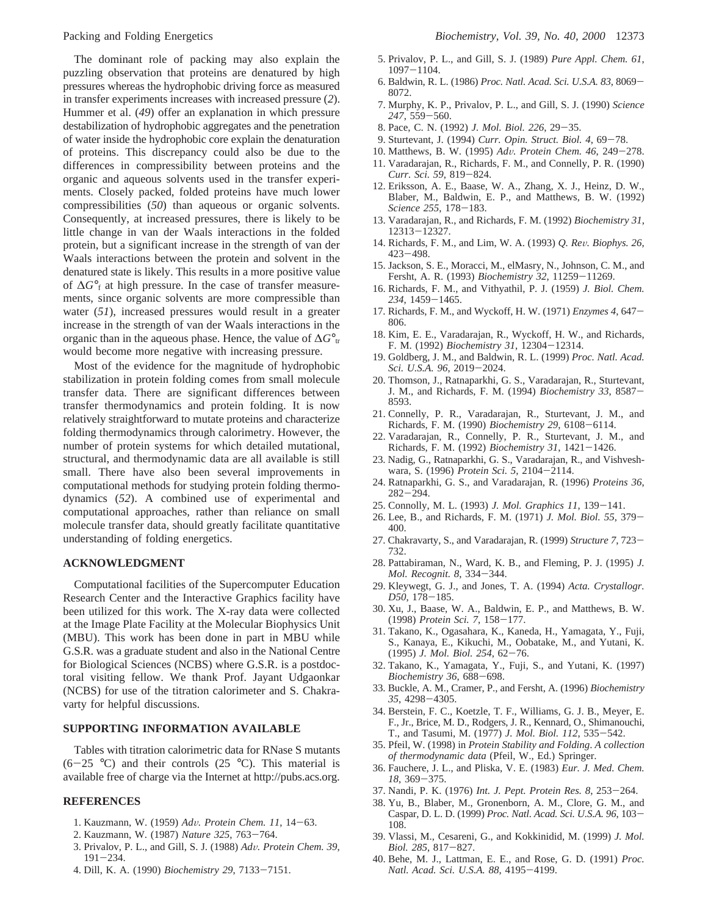The dominant role of packing may also explain the puzzling observation that proteins are denatured by high pressures whereas the hydrophobic driving force as measured in transfer experiments increases with increased pressure (*2*). Hummer et al. (*49*) offer an explanation in which pressure destabilization of hydrophobic aggregates and the penetration of water inside the hydrophobic core explain the denaturation of proteins. This discrepancy could also be due to the differences in compressibility between proteins and the organic and aqueous solvents used in the transfer experiments. Closely packed, folded proteins have much lower compressibilities (*50*) than aqueous or organic solvents. Consequently, at increased pressures, there is likely to be little change in van der Waals interactions in the folded protein, but a significant increase in the strength of van der Waals interactions between the protein and solvent in the denatured state is likely. This results in a more positive value of $\Delta G^\circ_f$ at high pressure. In the case of transfer measurements, since organic solvents are more compressible than water (*51*), increased pressures would result in a greater increase in the strength of van der Waals interactions in the organic than in the aqueous phase. Hence, the value of $\Delta G^\circ_{tr}$ would become more negative with increasing pressure.

Most of the evidence for the magnitude of hydrophobic stabilization in protein folding comes from small molecule transfer data. There are significant differences between transfer thermodynamics and protein folding. It is now relatively straightforward to mutate proteins and characterize folding thermodynamics through calorimetry. However, the number of protein systems for which detailed mutational, structural, and thermodynamic data are all available is still small. There have also been several improvements in computational methods for studying protein folding thermodynamics (*52*). A combined use of experimental and computational approaches, rather than reliance on small molecule transfer data, should greatly facilitate quantitative understanding of folding energetics.

## ACKNOWLEDGMENT

Computational facilities of the Supercomputer Education Research Center and the Interactive Graphics facility have been utilized for this work. The X-ray data were collected at the Image Plate Facility at the Molecular Biophysics Unit (MBU). This work has been done in part in MBU while G.S.R. was a graduate student and also in the National Centre for Biological Sciences (NCBS) where G.S.R. is a postdoctoral visiting fellow. We thank Prof. Jayant Udgaonkar (NCBS) for use of the titration calorimeter and S. Chakravarty for helpful discussions.

## SUPPORTING INFORMATION AVAILABLE

Tables with titration calorimetric data for RNase S mutants (6−25 °C) and their controls (25 °C). This material is available free of charge via the Internet at http://pubs.acs.org.

## REFERENCES

1. Kauzmann, W. (1959) *Adv. Protein Chem. 11*, 14−63.
2. Kauzmann, W. (1987) *Nature 325*, 763−764.
3. Privalov, P. L., and Gill, S. J. (1988) *Adv. Protein Chem. 39*, 191−234.
4. Dill, K. A. (1990) *Biochemistry 29*, 7133−7151.
5. Privalov, P. L., and Gill, S. J. (1989) *Pure Appl. Chem. 61*, 1097−1104.
6. Baldwin, R. L. (1986) *Proc. Natl. Acad. Sci. U.S.A. 83*, 8069−8072.
7. Murphy, K. P., Privalov, P. L., and Gill, S. J. (1990) *Science 247*, 559−560.
8. Pace, C. N. (1992) *J. Mol. Biol. 226*, 29−35.
9. Sturtevant, J. (1994) *Curr. Opin. Struct. Biol. 4*, 69−78.
10. Matthews, B. W. (1995) *Adv. Protein Chem. 46*, 249−278.
11. Varadarajan, R., Richards, F. M., and Connelly, P. R. (1990) *Curr. Sci. 59*, 819−824.
12. Eriksson, A. E., Baase, W. A., Zhang, X. J., Heinz, D. W., Blaber, M., Baldwin, E. P., and Matthews, B. W. (1992) *Science 255*, 178−183.
13. Varadarajan, R., and Richards, F. M. (1992) *Biochemistry 31*, 12313−12327.
14. Richards, F. M., and Lim, W. A. (1993) *Q. Rev. Biophys. 26*, 423−498.
15. Jackson, S. E., Moracci, M., elMasry, N., Johnson, C. M., and Fersht, A. R. (1993) *Biochemistry 32*, 11259−11269.
16. Richards, F. M., and Vithyathil, P. J. (1959) *J. Biol. Chem. 234*, 1459−1465.
17. Richards, F. M., and Wyckoff, H. W. (1971) *Enzymes 4*, 647−806.
18. Kim, E. E., Varadarajan, R., Wyckoff, H. W., and Richards, F. M. (1992) *Biochemistry 31*, 12304−12314.
19. Goldberg, J. M., and Baldwin, R. L. (1999) *Proc. Natl. Acad. Sci. U.S.A. 96*, 2019−2024.
20. Thomson, J., Ratnaparkhi, G. S., Varadarajan, R., Sturtevant, J. M., and Richards, F. M. (1994) *Biochemistry 33*, 8587−8593.
21. Connelly, P. R., Varadarajan, R., Sturtevant, J. M., and Richards, F. M. (1990) *Biochemistry 29*, 6108−6114.
22. Varadarajan, R., Connelly, P. R., Sturtevant, J. M., and Richards, F. M. (1992) *Biochemistry 31*, 1421−1426.
23. Nadig, G., Ratnaparkhi, G. S., Varadarajan, R., and Vishveshwara, S. (1996) *Protein Sci. 5*, 2104−2114.
24. Ratnaparkhi, G. S., and Varadarajan, R. (1996) *Proteins 36*, 282−294.
25. Connolly, M. L. (1993) *J. Mol. Graphics 11*, 139−141.
26. Lee, B., and Richards, F. M. (1971) *J. Mol. Biol. 55*, 379−400.
27. Chakravarty, S., and Varadarajan, R. (1999) *Structure 7*, 723−732.
28. Pattabiraman, N., Ward, K. B., and Fleming, P. J. (1995) *J. Mol. Recognit. 8*, 334−344.
29. Kleywegt, G. J., and Jones, T. A. (1994) *Acta. Crystallogr. D50*, 178−185.
30. Xu, J., Baase, W. A., Baldwin, E. P., and Matthews, B. W. (1998) *Protein Sci. 7*, 158−177.
31. Takano, K., Ogasahara, K., Kaneda, H., Yamagata, Y., Fuji, S., Kanaya, E., Kikuchi, M., Oobatake, M., and Yutani, K. (1995) *J. Mol. Biol. 254*, 62−76.
32. Takano, K., Yamagata, Y., Fuji, S., and Yutani, K. (1997) *Biochemistry 36*, 688−698.
33. Buckle, A. M., Cramer, P., and Fersht, A. (1996) *Biochemistry 35*, 4298−4305.
34. Berstein, F. C., Koetzle, T. F., Williams, G. J. B., Meyer, E. F., Jr., Brice, M. D., Rodgers, J. R., Kennard, O., Shimanouchi, T., and Tasumi, M. (1977) *J. Mol. Biol. 112*, 535−542.
35. Pfeil, W. (1998) in *Protein Stability and Folding. A collection of thermodynamic data* (Pfeil, W., Ed.) Springer.
36. Fauchere, J. L., and Pliska, V. E. (1983) *Eur. J. Med. Chem. 18*, 369−375.
37. Nandi, P. K. (1976) *Int. J. Pept. Protein Res. 8*, 253−264.
38. Yu, B., Blaber, M., Gronenborn, A. M., Clore, G. M., and Caspar, D. L. D. (1999) *Proc. Natl. Acad. Sci. U.S.A. 96*, 103−108.
39. Vlassi, M., Cesareni, G., and Kokkinidid, M. (1999) *J. Mol. Biol. 285*, 817−827.
40. Behe, M. J., Lattman, E. E., and Rose, G. D. (1991) *Proc. Natl. Acad. Sci. U.S.A. 88*, 4195−4199.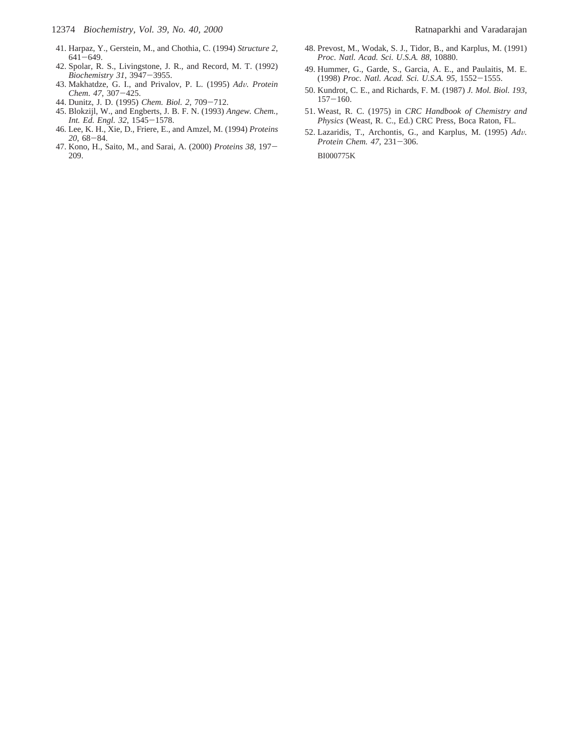41. Harpaz, Y., Gerstein, M., and Chothia, C. (1994) *Structure 2*, 641−649.
42. Spolar, R. S., Livingstone, J. R., and Record, M. T. (1992) *Biochemistry 31*, 3947−3955.
43. Makhatdze, G. I., and Privalov, P. L. (1995) *Adv. Protein Chem. 47*, 307−425.
44. Dunitz, J. D. (1995) *Chem. Biol. 2*, 709−712.
45. Blokzijl, W., and Engberts, J. B. F. N. (1993) *Angew. Chem., Int. Ed. Engl. 32*, 1545−1578.
46. Lee, K. H., Xie, D., Friere, E., and Amzel, M. (1994) *Proteins 20*, 68−84.
47. Kono, H., Saito, M., and Sarai, A. (2000) *Proteins 38*, 197−209.
48. Prevost, M., Wodak, S. J., Tidor, B., and Karplus, M. (1991) *Proc. Natl. Acad. Sci. U.S.A. 88*, 10880.
49. Hummer, G., Garde, S., Garcia, A. E., and Paulaitis, M. E. (1998) *Proc. Natl. Acad. Sci. U.S.A. 95*, 1552−1555.
50. Kundrot, C. E., and Richards, F. M. (1987) *J. Mol. Biol. 193*, 157−160.
51. Weast, R. C. (1975) in *CRC Handbook of Chemistry and Physics* (Weast, R. C., Ed.) CRC Press, Boca Raton, FL.
52. Lazaridis, T., Archontis, G., and Karplus, M. (1995) *Adv. Protein Chem. 47*, 231−306.

BI000775K